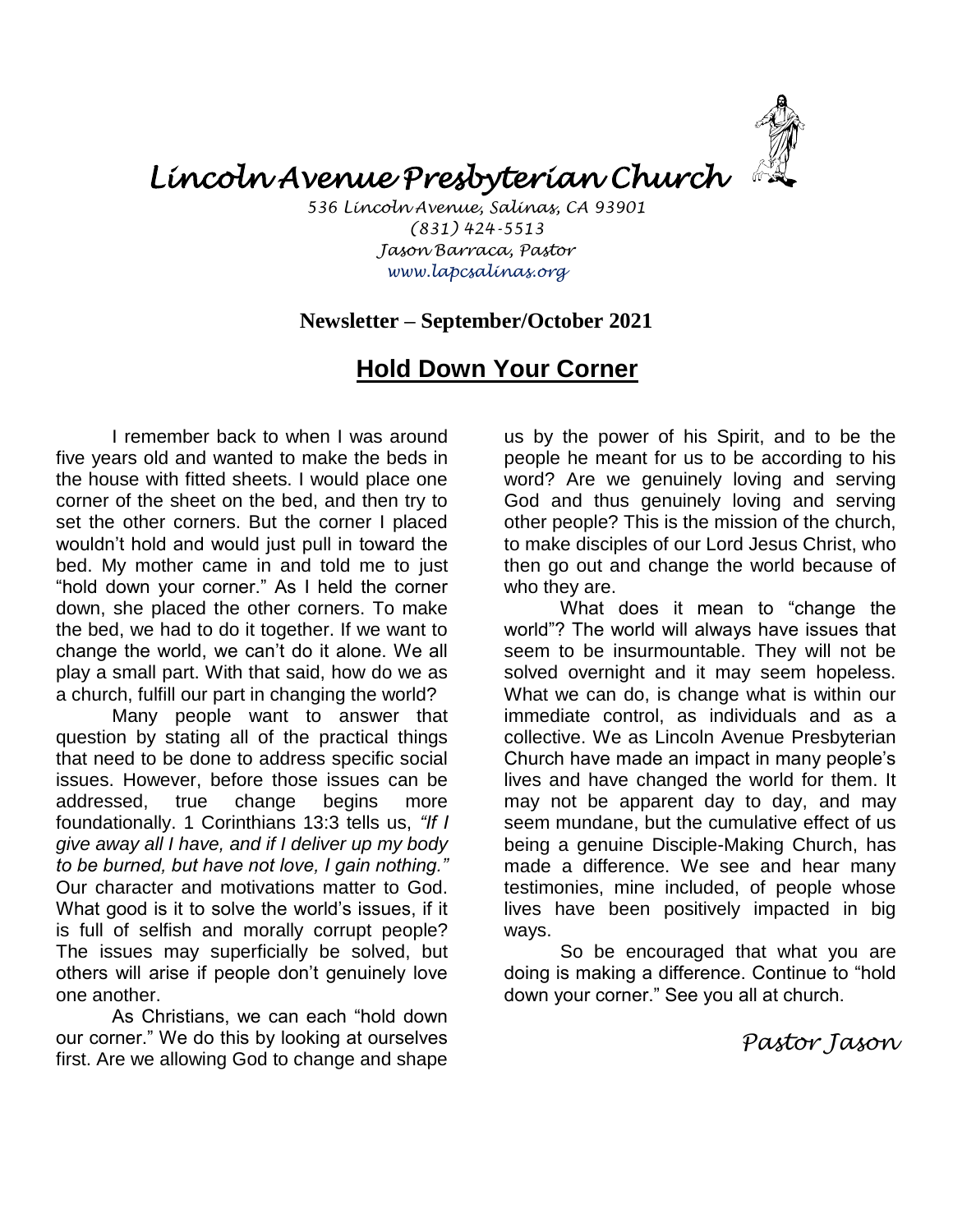# *Lincoln Avenue Presbyterian Church*

*536 Lincoln Avenue, Salinas, CA 93901*
*(831) 424-5513*
*Jason Barraca, Pastor*
*www.lapcsalinas.org*

**Newsletter – September/October 2021**

## Hold Down Your Corner

I remember back to when I was around five years old and wanted to make the beds in the house with fitted sheets. I would place one corner of the sheet on the bed, and then try to set the other corners. But the corner I placed wouldn't hold and would just pull in toward the bed. My mother came in and told me to just "hold down your corner." As I held the corner down, she placed the other corners. To make the bed, we had to do it together. If we want to change the world, we can't do it alone. We all play a small part. With that said, how do we as a church, fulfill our part in changing the world?

Many people want to answer that question by stating all of the practical things that need to be done to address specific social issues. However, before those issues can be addressed, true change begins more foundationally. 1 Corinthians 13:3 tells us, *"If I give away all I have, and if I deliver up my body to be burned, but have not love, I gain nothing."* Our character and motivations matter to God. What good is it to solve the world's issues, if it is full of selfish and morally corrupt people? The issues may superficially be solved, but others will arise if people don't genuinely love one another.

As Christians, we can each "hold down our corner." We do this by looking at ourselves first. Are we allowing God to change and shape us by the power of his Spirit, and to be the people he meant for us to be according to his word? Are we genuinely loving and serving God and thus genuinely loving and serving other people? This is the mission of the church, to make disciples of our Lord Jesus Christ, who then go out and change the world because of who they are.

What does it mean to "change the world"? The world will always have issues that seem to be insurmountable. They will not be solved overnight and it may seem hopeless. What we can do, is change what is within our immediate control, as individuals and as a collective. We as Lincoln Avenue Presbyterian Church have made an impact in many people's lives and have changed the world for them. It may not be apparent day to day, and may seem mundane, but the cumulative effect of us being a genuine Disciple-Making Church, has made a difference. We see and hear many testimonies, mine included, of people whose lives have been positively impacted in big ways.

So be encouraged that what you are doing is making a difference. Continue to "hold down your corner." See you all at church.

*Pastor Jason*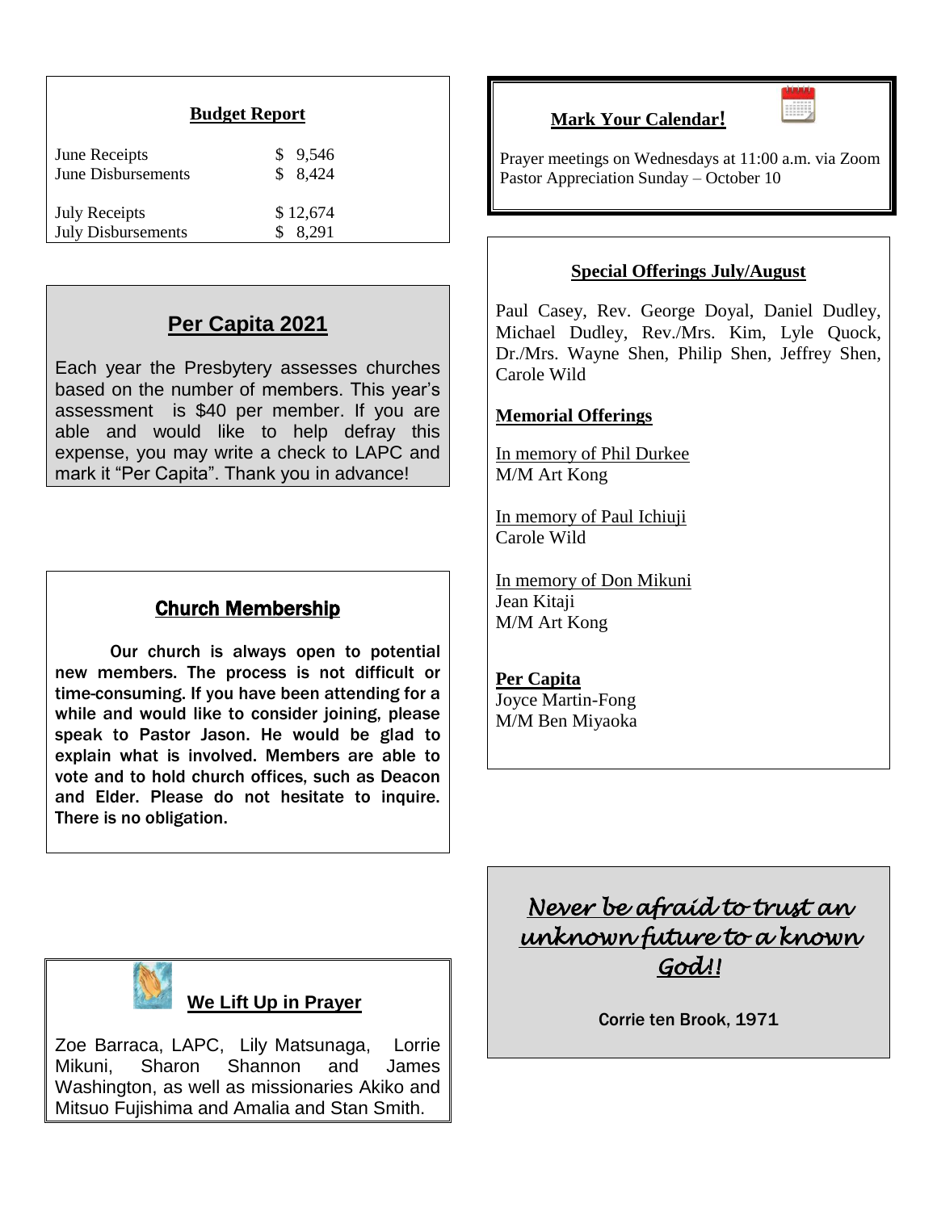## Budget Report

| | |
|---|---|
| June Receipts | $ 9,546 |
| June Disbursements | $ 8,424 |
| July Receipts | $ 12,674 |
| July Disbursements | $ 8,291 |

## Per Capita 2021

Each year the Presbytery assesses churches based on the number of members. This year's assessment is $40 per member. If you are able and would like to help defray this expense, you may write a check to LAPC and mark it "Per Capita". Thank you in advance!

## Church Membership

Our church is always open to potential new members. The process is not difficult or time-consuming. If you have been attending for a while and would like to consider joining, please speak to Pastor Jason. He would be glad to explain what is involved. Members are able to vote and to hold church offices, such as Deacon and Elder. Please do not hesitate to inquire. There is no obligation.

## We Lift Up in Prayer

Zoe Barraca, LAPC, Lily Matsunaga, Lorrie Mikuni, Sharon Shannon and James Washington, as well as missionaries Akiko and Mitsuo Fujishima and Amalia and Stan Smith.

## Mark Your Calendar!

Prayer meetings on Wednesdays at 11:00 a.m. via Zoom
Pastor Appreciation Sunday – October 10

## Special Offerings July/August

Paul Casey, Rev. George Doyal, Daniel Dudley, Michael Dudley, Rev./Mrs. Kim, Lyle Quock, Dr./Mrs. Wayne Shen, Philip Shen, Jeffrey Shen, Carole Wild

### Memorial Offerings

In memory of Phil Durkee
M/M Art Kong

In memory of Paul Ichiuji
Carole Wild

In memory of Don Mikuni
Jean Kitaji
M/M Art Kong

### Per Capita

Joyce Martin-Fong
M/M Ben Miyaoka

*Never be afraid to trust an unknown future to a known God!!*

Corrie ten Brook, 1971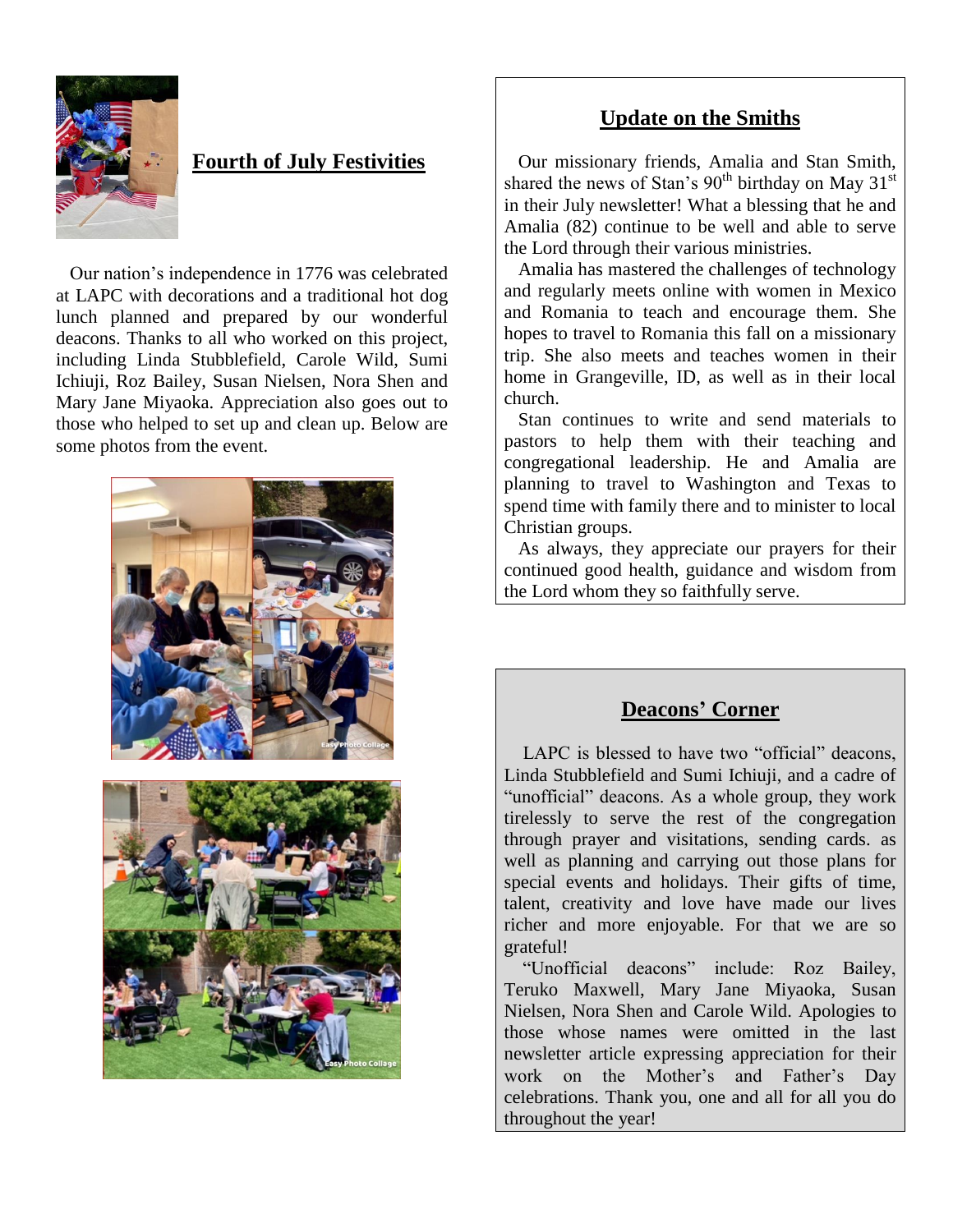## Fourth of July Festivities

Our nation's independence in 1776 was celebrated at LAPC with decorations and a traditional hot dog lunch planned and prepared by our wonderful deacons. Thanks to all who worked on this project, including Linda Stubblefield, Carole Wild, Sumi Ichiuji, Roz Bailey, Susan Nielsen, Nora Shen and Mary Jane Miyaoka. Appreciation also goes out to those who helped to set up and clean up. Below are some photos from the event.

## Update on the Smiths

Our missionary friends, Amalia and Stan Smith, shared the news of Stan's 90th birthday on May 31st in their July newsletter! What a blessing that he and Amalia (82) continue to be well and able to serve the Lord through their various ministries.

Amalia has mastered the challenges of technology and regularly meets online with women in Mexico and Romania to teach and encourage them. She hopes to travel to Romania this fall on a missionary trip. She also meets and teaches women in their home in Grangeville, ID, as well as in their local church.

Stan continues to write and send materials to pastors to help them with their teaching and congregational leadership. He and Amalia are planning to travel to Washington and Texas to spend time with family there and to minister to local Christian groups.

As always, they appreciate our prayers for their continued good health, guidance and wisdom from the Lord whom they so faithfully serve.

## Deacons' Corner

LAPC is blessed to have two "official" deacons, Linda Stubblefield and Sumi Ichiuji, and a cadre of "unofficial" deacons. As a whole group, they work tirelessly to serve the rest of the congregation through prayer and visitations, sending cards. as well as planning and carrying out those plans for special events and holidays. Their gifts of time, talent, creativity and love have made our lives richer and more enjoyable. For that we are so grateful!

"Unofficial deacons" include: Roz Bailey, Teruko Maxwell, Mary Jane Miyaoka, Susan Nielsen, Nora Shen and Carole Wild. Apologies to those whose names were omitted in the last newsletter article expressing appreciation for their work on the Mother's and Father's Day celebrations. Thank you, one and all for all you do throughout the year!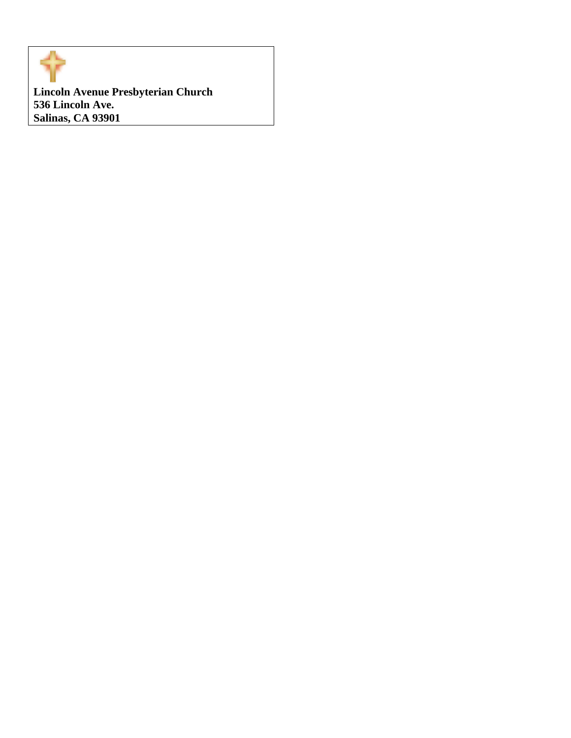**Lincoln Avenue Presbyterian Church**
**536 Lincoln Ave.**
**Salinas, CA 93901**